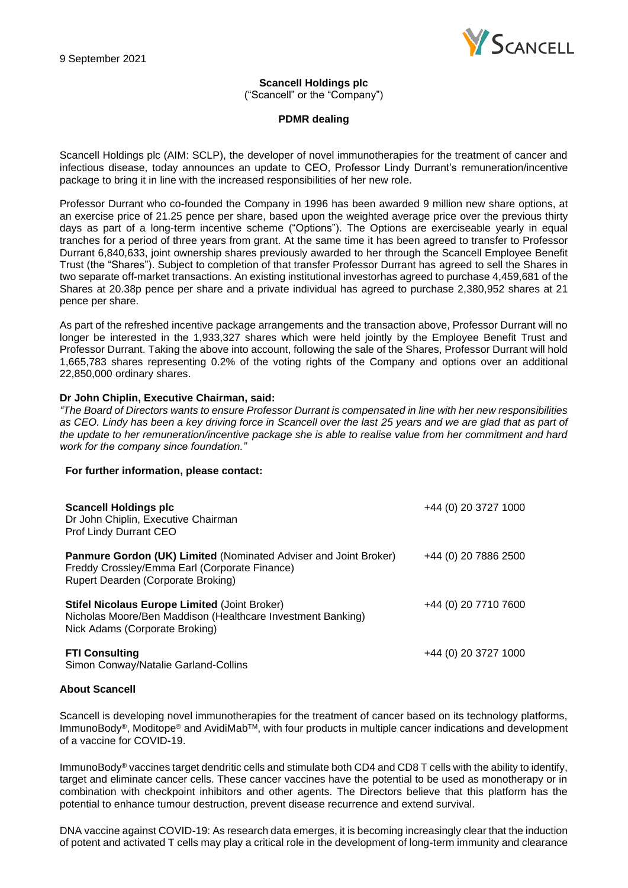9 September 2021

**Scancell Holdings plc**
("Scancell" or the "Company")

**PDMR dealing**

Scancell Holdings plc (AIM: SCLP), the developer of novel immunotherapies for the treatment of cancer and infectious disease, today announces an update to CEO, Professor Lindy Durrant's remuneration/incentive package to bring it in line with the increased responsibilities of her new role.

Professor Durrant who co-founded the Company in 1996 has been awarded 9 million new share options, at an exercise price of 21.25 pence per share, based upon the weighted average price over the previous thirty days as part of a long-term incentive scheme ("Options"). The Options are exerciseable yearly in equal tranches for a period of three years from grant. At the same time it has been agreed to transfer to Professor Durrant 6,840,633, joint ownership shares previously awarded to her through the Scancell Employee Benefit Trust (the "Shares"). Subject to completion of that transfer Professor Durrant has agreed to sell the Shares in two separate off-market transactions. An existing institutional investorhas agreed to purchase 4,459,681 of the Shares at 20.38p pence per share and a private individual has agreed to purchase 2,380,952 shares at 21 pence per share.

As part of the refreshed incentive package arrangements and the transaction above, Professor Durrant will no longer be interested in the 1,933,327 shares which were held jointly by the Employee Benefit Trust and Professor Durrant. Taking the above into account, following the sale of the Shares, Professor Durrant will hold 1,665,783 shares representing 0.2% of the voting rights of the Company and options over an additional 22,850,000 ordinary shares.

**Dr John Chiplin, Executive Chairman, said:**

*"The Board of Directors wants to ensure Professor Durrant is compensated in line with her new responsibilities as CEO. Lindy has been a key driving force in Scancell over the last 25 years and we are glad that as part of the update to her remuneration/incentive package she is able to realise value from her commitment and hard work for the company since foundation."*

**For further information, please contact:**

| | |
|---|---|
| **Scancell Holdings plc**<br>Dr John Chiplin, Executive Chairman<br>Prof Lindy Durrant CEO | +44 (0) 20 3727 1000 |
| **Panmure Gordon (UK) Limited** (Nominated Adviser and Joint Broker)<br>Freddy Crossley/Emma Earl (Corporate Finance)<br>Rupert Dearden (Corporate Broking) | +44 (0) 20 7886 2500 |
| **Stifel Nicolaus Europe Limited** (Joint Broker)<br>Nicholas Moore/Ben Maddison (Healthcare Investment Banking)<br>Nick Adams (Corporate Broking) | +44 (0) 20 7710 7600 |
| **FTI Consulting**<br>Simon Conway/Natalie Garland-Collins | +44 (0) 20 3727 1000 |

**About Scancell**

Scancell is developing novel immunotherapies for the treatment of cancer based on its technology platforms, ImmunoBody®, Moditope® and AvidiMab™, with four products in multiple cancer indications and development of a vaccine for COVID-19.

ImmunoBody® vaccines target dendritic cells and stimulate both CD4 and CD8 T cells with the ability to identify, target and eliminate cancer cells. These cancer vaccines have the potential to be used as monotherapy or in combination with checkpoint inhibitors and other agents. The Directors believe that this platform has the potential to enhance tumour destruction, prevent disease recurrence and extend survival.

DNA vaccine against COVID-19: As research data emerges, it is becoming increasingly clear that the induction of potent and activated T cells may play a critical role in the development of long-term immunity and clearance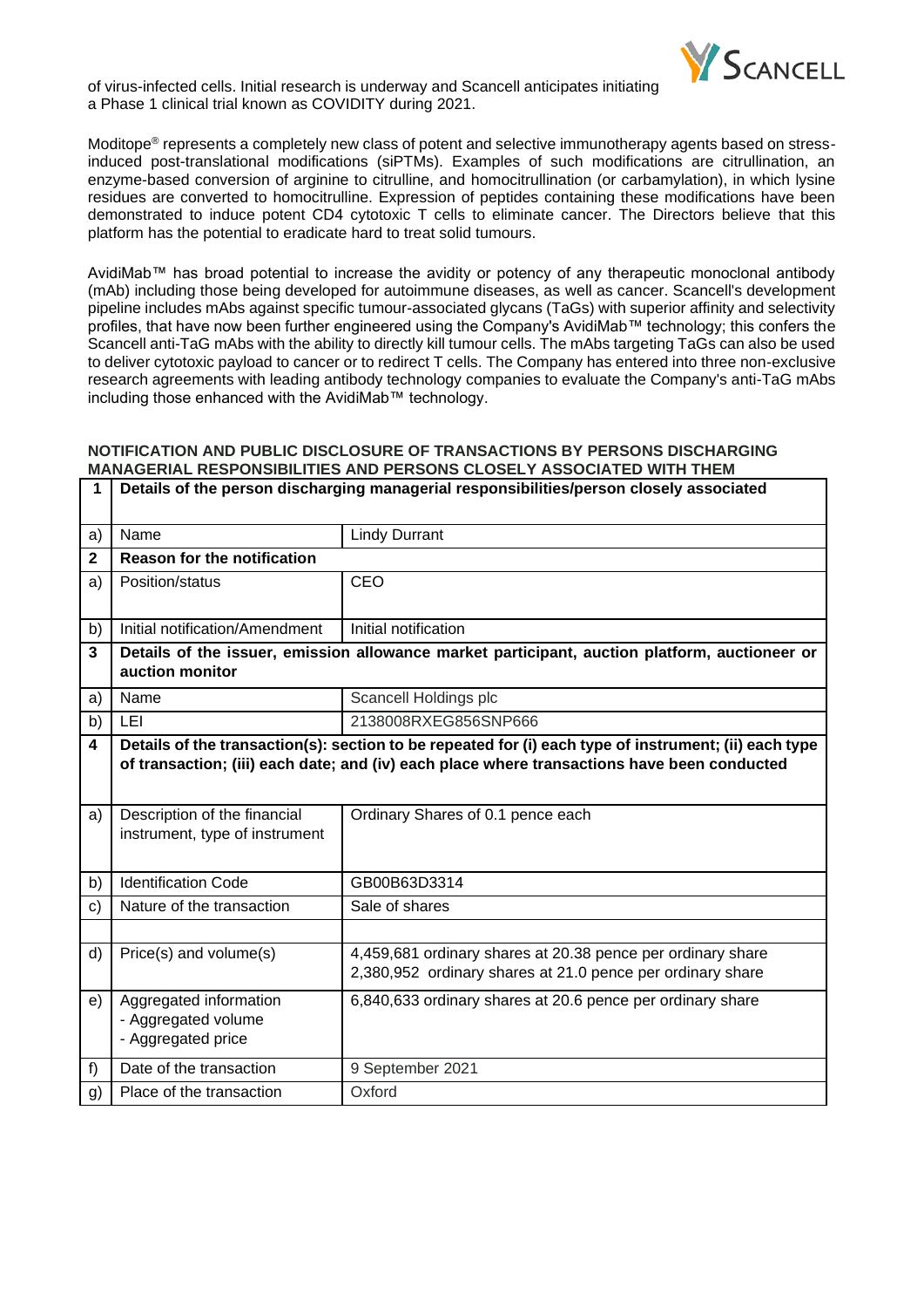of virus-infected cells. Initial research is underway and Scancell anticipates initiating a Phase 1 clinical trial known as COVIDITY during 2021.

Moditope® represents a completely new class of potent and selective immunotherapy agents based on stress-induced post-translational modifications (siPTMs). Examples of such modifications are citrullination, an enzyme-based conversion of arginine to citrulline, and homocitrullination (or carbamylation), in which lysine residues are converted to homocitrulline. Expression of peptides containing these modifications have been demonstrated to induce potent CD4 cytotoxic T cells to eliminate cancer. The Directors believe that this platform has the potential to eradicate hard to treat solid tumours.

AvidiMab™ has broad potential to increase the avidity or potency of any therapeutic monoclonal antibody (mAb) including those being developed for autoimmune diseases, as well as cancer. Scancell's development pipeline includes mAbs against specific tumour-associated glycans (TaGs) with superior affinity and selectivity profiles, that have now been further engineered using the Company's AvidiMab™ technology; this confers the Scancell anti-TaG mAbs with the ability to directly kill tumour cells. The mAbs targeting TaGs can also be used to deliver cytotoxic payload to cancer or to redirect T cells. The Company has entered into three non-exclusive research agreements with leading antibody technology companies to evaluate the Company's anti-TaG mAbs including those enhanced with the AvidiMab™ technology.

**NOTIFICATION AND PUBLIC DISCLOSURE OF TRANSACTIONS BY PERSONS DISCHARGING MANAGERIAL RESPONSIBILITIES AND PERSONS CLOSELY ASSOCIATED WITH THEM**

| | | |
|---|---|---|
| **1** | **Details of the person discharging managerial responsibilities/person closely associated** | |
| a) | Name | Lindy Durrant |
| **2** | **Reason for the notification** | |
| a) | Position/status | CEO |
| b) | Initial notification/Amendment | Initial notification |
| **3** | **Details of the issuer, emission allowance market participant, auction platform, auctioneer or auction monitor** | |
| a) | Name | Scancell Holdings plc |
| b) | LEI | 2138008RXEG856SNP666 |
| **4** | **Details of the transaction(s): section to be repeated for (i) each type of instrument; (ii) each type of transaction; (iii) each date; and (iv) each place where transactions have been conducted** | |
| a) | Description of the financial instrument, type of instrument | Ordinary Shares of 0.1 pence each |
| b) | Identification Code | GB00B63D3314 |
| c) | Nature of the transaction | Sale of shares |
| d) | Price(s) and volume(s) | 4,459,681 ordinary shares at 20.38 pence per ordinary share<br>2,380,952 ordinary shares at 21.0 pence per ordinary share |
| e) | Aggregated information<br>- Aggregated volume<br>- Aggregated price | 6,840,633 ordinary shares at 20.6 pence per ordinary share |
| f) | Date of the transaction | 9 September 2021 |
| g) | Place of the transaction | Oxford |